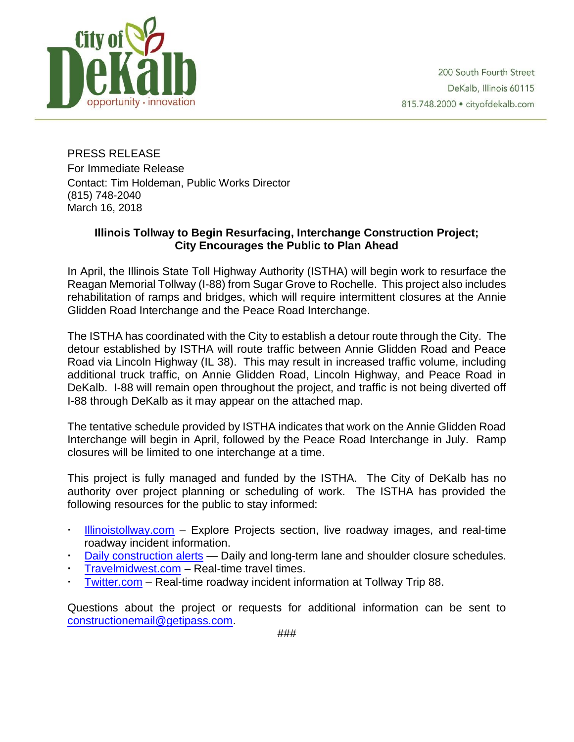City of DeKalb
opportunity · innovation

200 South Fourth Street
DeKalb, Illinois 60115
815.748.2000 • cityofdekalb.com

PRESS RELEASE
For Immediate Release
Contact: Tim Holdeman, Public Works Director
(815) 748-2040
March 16, 2018

**Illinois Tollway to Begin Resurfacing, Interchange Construction Project;**
**City Encourages the Public to Plan Ahead**

In April, the Illinois State Toll Highway Authority (ISTHA) will begin work to resurface the Reagan Memorial Tollway (I-88) from Sugar Grove to Rochelle. This project also includes rehabilitation of ramps and bridges, which will require intermittent closures at the Annie Glidden Road Interchange and the Peace Road Interchange.

The ISTHA has coordinated with the City to establish a detour route through the City. The detour established by ISTHA will route traffic between Annie Glidden Road and Peace Road via Lincoln Highway (IL 38). This may result in increased traffic volume, including additional truck traffic, on Annie Glidden Road, Lincoln Highway, and Peace Road in DeKalb. I-88 will remain open throughout the project, and traffic is not being diverted off I-88 through DeKalb as it may appear on the attached map.

The tentative schedule provided by ISTHA indicates that work on the Annie Glidden Road Interchange will begin in April, followed by the Peace Road Interchange in July. Ramp closures will be limited to one interchange at a time.

This project is fully managed and funded by the ISTHA. The City of DeKalb has no authority over project planning or scheduling of work. The ISTHA has provided the following resources for the public to stay informed:

- Illinoistollway.com – Explore Projects section, live roadway images, and real-time roadway incident information.
- Daily construction alerts — Daily and long-term lane and shoulder closure schedules.
- Travelmidwest.com – Real-time travel times.
- Twitter.com – Real-time roadway incident information at Tollway Trip 88.

Questions about the project or requests for additional information can be sent to constructionemail@getipass.com.

###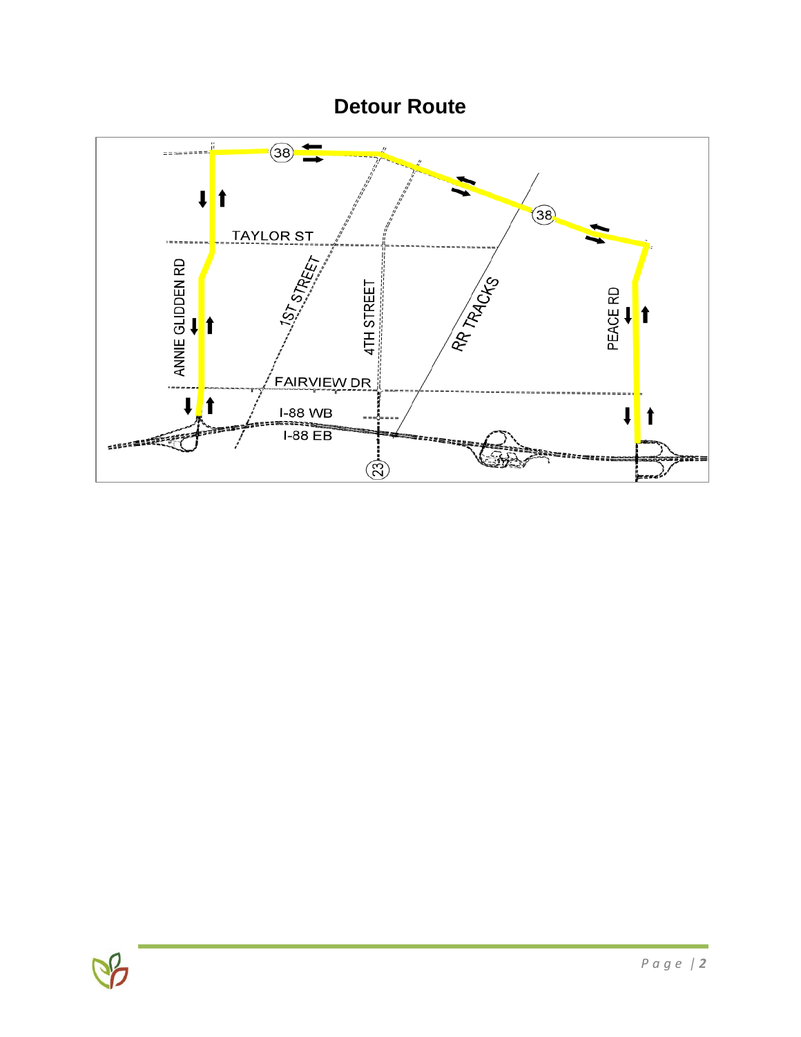# Detour Route

38

38

TAYLOR ST

ANNIE GLIDDEN RD

1ST STREET

4TH STREET

RR TRACKS

PEACE RD

FAIRVIEW DR

I-88 WB

I-88 EB

23